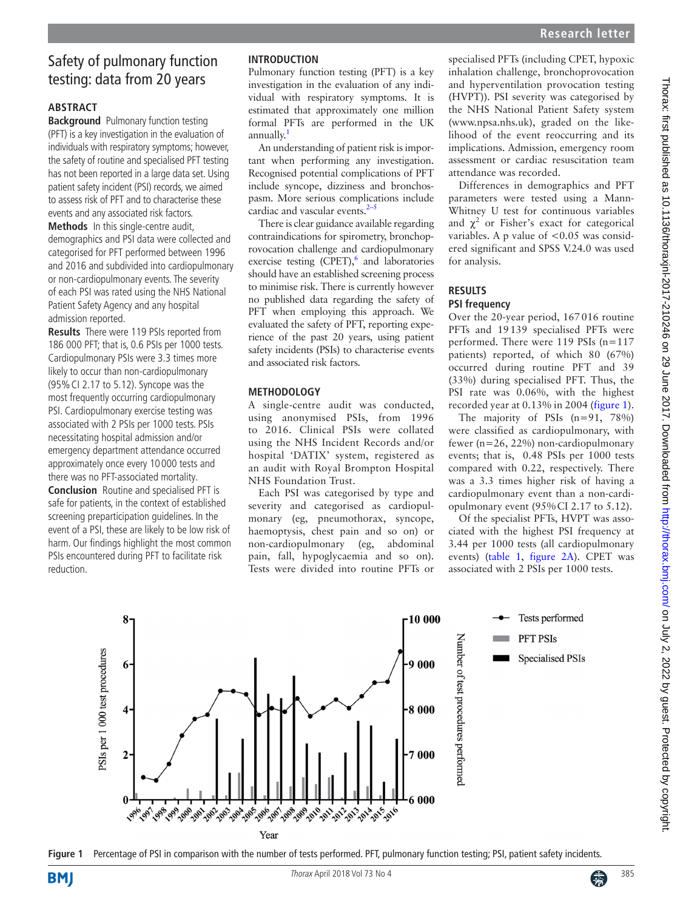# Safety of pulmonary function testing: data from 20 years

## ABSTRACT

**Background** Pulmonary function testing (PFT) is a key investigation in the evaluation of individuals with respiratory symptoms; however, the safety of routine and specialised PFT testing has not been reported in a large data set. Using patient safety incident (PSI) records, we aimed to assess risk of PFT and to characterise these events and any associated risk factors.

**Methods** In this single-centre audit, demographics and PSI data were collected and categorised for PFT performed between 1996 and 2016 and subdivided into cardiopulmonary or non-cardiopulmonary events. The severity of each PSI was rated using the NHS National Patient Safety Agency and any hospital admission reported.

**Results** There were 119 PSIs reported from 186 000 PFT; that is, 0.6 PSIs per 1000 tests. Cardiopulmonary PSIs were 3.3 times more likely to occur than non-cardiopulmonary (95% CI 2.17 to 5.12). Syncope was the most frequently occurring cardiopulmonary PSI. Cardiopulmonary exercise testing was associated with 2 PSIs per 1000 tests. PSIs necessitating hospital admission and/or emergency department attendance occurred approximately once every 10 000 tests and there was no PFT-associated mortality.

**Conclusion** Routine and specialised PFT is safe for patients, in the context of established screening preparticipation guidelines. In the event of a PSI, these are likely to be low risk of harm. Our findings highlight the most common PSIs encountered during PFT to facilitate risk reduction.

## INTRODUCTION

Pulmonary function testing (PFT) is a key investigation in the evaluation of any individual with respiratory symptoms. It is estimated that approximately one million formal PFTs are performed in the UK annually.[1]

An understanding of patient risk is important when performing any investigation. Recognised potential complications of PFT include syncope, dizziness and bronchospasm. More serious complications include cardiac and vascular events.[2–5]

There is clear guidance available regarding contraindications for spirometry, bronchoprovocation challenge and cardiopulmonary exercise testing (CPET),[6] and laboratories should have an established screening process to minimise risk. There is currently however no published data regarding the safety of PFT when employing this approach. We evaluated the safety of PFT, reporting experience of the past 20 years, using patient safety incidents (PSIs) to characterise events and associated risk factors.

## METHODOLOGY

A single-centre audit was conducted, using anonymised PSIs, from 1996 to 2016. Clinical PSIs were collated using the NHS Incident Records and/or hospital 'DATIX' system, registered as an audit with Royal Brompton Hospital NHS Foundation Trust.

Each PSI was categorised by type and severity and categorised as cardiopulmonary (eg, pneumothorax, syncope, haemoptysis, chest pain and so on) or non-cardiopulmonary (eg, abdominal pain, fall, hypoglycaemia and so on). Tests were divided into routine PFTs or specialised PFTs (including CPET, hypoxic inhalation challenge, bronchoprovocation and hyperventilation provocation testing (HVPT)). PSI severity was categorised by the NHS National Patient Safety system (www.npsa.nhs.uk), graded on the likelihood of the event reoccurring and its implications. Admission, emergency room assessment or cardiac resuscitation team attendance was recorded.

Differences in demographics and PFT parameters were tested using a Mann-Whitney U test for continuous variables and $\chi^2$ or Fisher's exact for categorical variables. A p value of $<0.05$ was considered significant and SPSS V.24.0 was used for analysis.

## RESULTS

### PSI frequency

Over the 20-year period, 167 016 routine PFTs and 19 139 specialised PFTs were performed. There were 119 PSIs (n=117 patients) reported, of which 80 (67%) occurred during routine PFT and 39 (33%) during specialised PFT. Thus, the PSI rate was 0.06%, with the highest recorded year at 0.13% in 2004 (figure 1).

The majority of PSIs (n=91, 78%) were classified as cardiopulmonary, with fewer (n=26, 22%) non-cardiopulmonary events; that is, 0.48 PSIs per 1000 tests compared with 0.22, respectively. There was a 3.3 times higher risk of having a cardiopulmonary event than a non-cardiopulmonary event (95% CI 2.17 to 5.12).

Of the specialist PFTs, HVPT was associated with the highest PSI frequency at 3.44 per 1000 tests (all cardiopulmonary events) (table 1, figure 2A). CPET was associated with 2 PSIs per 1000 tests.

Figure 1 Percentage of PSI in comparison with the number of tests performed. PFT, pulmonary function testing; PSI, patient safety incidents.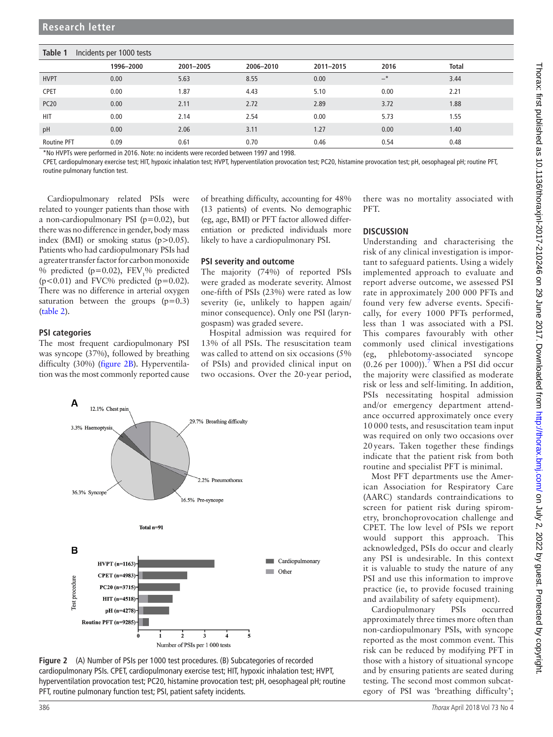Table 1 Incidents per 1000 tests

|  | 1996–2000 | 2001–2005 | 2006–2010 | 2011–2015 | 2016 | Total |
|---|---|---|---|---|---|---|
| HVPT | 0.00 | 5.63 | 8.55 | 0.00 | –* | 3.44 |
| CPET | 0.00 | 1.87 | 4.43 | 5.10 | 0.00 | 2.21 |
| PC20 | 0.00 | 2.11 | 2.72 | 2.89 | 3.72 | 1.88 |
| HIT | 0.00 | 2.14 | 2.54 | 0.00 | 5.73 | 1.55 |
| pH | 0.00 | 2.06 | 3.11 | 1.27 | 0.00 | 1.40 |
| Routine PFT | 0.09 | 0.61 | 0.70 | 0.46 | 0.54 | 0.48 |

*No HVPTs were performed in 2016. Note: no incidents were recorded between 1997 and 1998.

CPET, cardiopulmonary exercise test; HIT, hypoxic inhalation test; HVPT, hyperventilation provocation test; PC20, histamine provocation test; pH, oesophageal pH; routine PFT, routine pulmonary function test.

Cardiopulmonary related PSIs were related to younger patients than those with a non-cardiopulmonary PSI ($p=0.02$), but there was no difference in gender, body mass index (BMI) or smoking status ($p>0.05$). Patients who had cardiopulmonary PSIs had a greater transfer factor for carbon monoxide % predicted ($p=0.02$), $FEV_1$% predicted ($p<0.01$) and FVC% predicted ($p=0.02$). There was no difference in arterial oxygen saturation between the groups ($p=0.3$) (table 2).

## PSI categories

The most frequent cardiopulmonary PSI was syncope (37%), followed by breathing difficulty (30%) (figure 2B). Hyperventilation was the most commonly reported cause of breathing difficulty, accounting for 48% (13 patients) of events. No demographic (eg, age, BMI) or PFT factor allowed differentiation or predicted individuals more likely to have a cardiopulmonary PSI.

## PSI severity and outcome

The majority (74%) of reported PSIs were graded as moderate severity. Almost one-fifth of PSIs (23%) were rated as low severity (ie, unlikely to happen again/minor consequence). Only one PSI (laryngospasm) was graded severe.

Hospital admission was required for 13% of all PSIs. The resuscitation team was called to attend on six occasions (5% of PSIs) and provided clinical input on two occasions. Over the 20-year period, there was no mortality associated with PFT.

## DISCUSSION

Understanding and characterising the risk of any clinical investigation is important to safeguard patients. Using a widely implemented approach to evaluate and report adverse outcome, we assessed PSI rate in approximately 200 000 PFTs and found very few adverse events. Specifically, for every 1000 PFTs performed, less than 1 was associated with a PSI. This compares favourably with other commonly used clinical investigations (eg, phlebotomy-associated syncope (0.26 per 1000)).[7] When a PSI did occur the majority were classified as moderate risk or less and self-limiting. In addition, PSIs necessitating hospital admission and/or emergency department attendance occurred approximately once every 10 000 tests, and resuscitation team input was required on only two occasions over 20 years. Taken together these findings indicate that the patient risk from both routine and specialist PFT is minimal.

Most PFT departments use the American Association for Respiratory Care (AARC) standards contraindications to screen for patient risk during spirometry, bronchoprovocation challenge and CPET. The low level of PSIs we report would support this approach. This acknowledged, PSIs do occur and clearly any PSI is undesirable. In this context it is valuable to study the nature of any PSI and use this information to improve practice (ie, to provide focused training and availability of safety equipment).

Cardiopulmonary PSIs occurred approximately three times more often than non-cardiopulmonary PSIs, with syncope reported as the most common event. This risk can be reduced by modifying PFT in those with a history of situational syncope and by ensuring patients are seated during testing. The second most common subcategory of PSI was 'breathing difficulty';

Figure 2 (A) Number of PSIs per 1000 test procedures. (B) Subcategories of recorded cardiopulmonary PSIs. CPET, cardiopulmonary exercise test; HIT, hypoxic inhalation test; HVPT, hyperventilation provocation test; PC20, histamine provocation test; pH, oesophageal pH; routine PFT, routine pulmonary function test; PSI, patient safety incidents.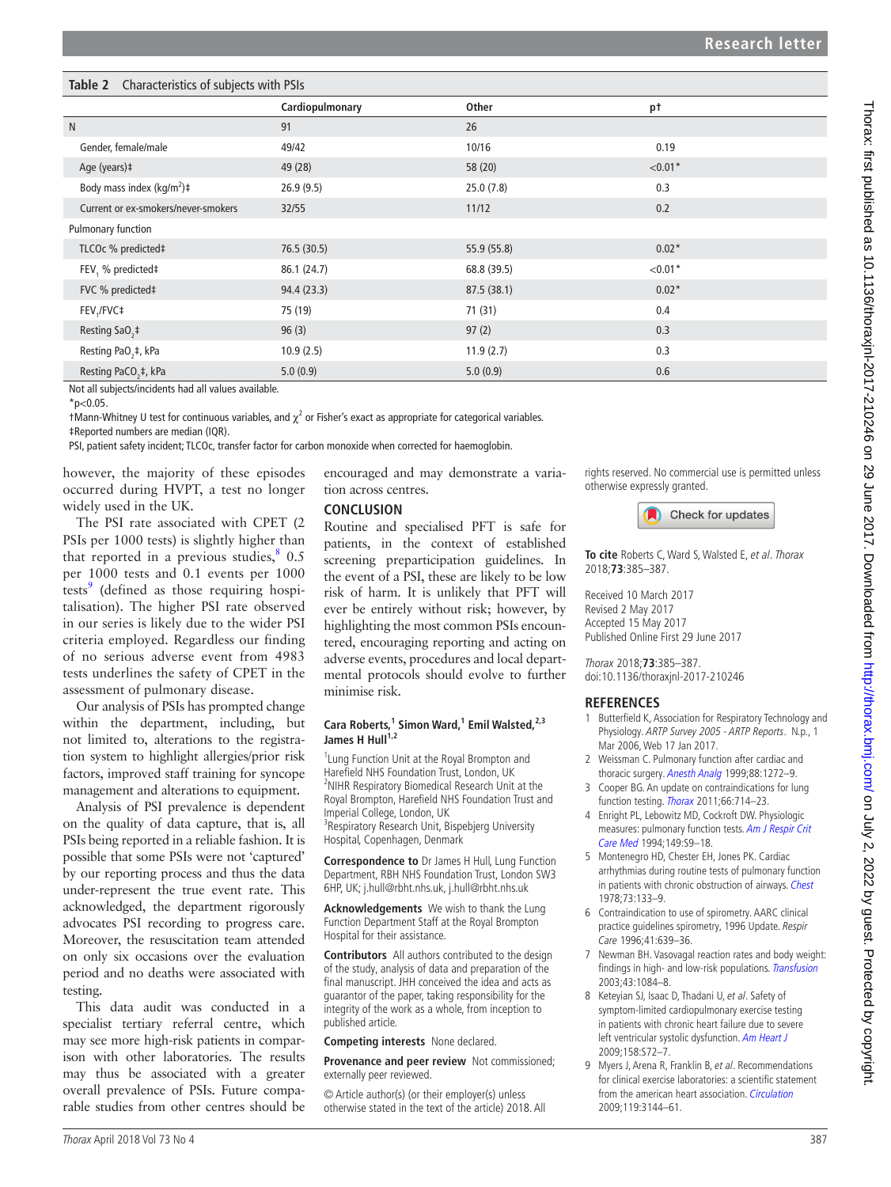**Table 2** Characteristics of subjects with PSIs

| | Cardiopulmonary | Other | p† |
|---|---|---|---|
| N | 91 | 26 | |
| Gender, female/male | 49/42 | 10/16 | 0.19 |
| Age (years)‡ | 49 (28) | 58 (20) | <0.01* |
| Body mass index (kg/m$^2$)‡ | 26.9 (9.5) | 25.0 (7.8) | 0.3 |
| Current or ex-smokers/never-smokers | 32/55 | 11/12 | 0.2 |
| Pulmonary function | | | |
| TLCOc % predicted‡ | 76.5 (30.5) | 55.9 (55.8) | 0.02* |
| $FEV_1$ % predicted‡ | 86.1 (24.7) | 68.8 (39.5) | <0.01* |
| FVC % predicted‡ | 94.4 (23.3) | 87.5 (38.1) | 0.02* |
| $FEV_1$/FVC‡ | 75 (19) | 71 (31) | 0.4 |
| Resting $SaO_2$‡ | 96 (3) | 97 (2) | 0.3 |
| Resting $PaO_2$‡, kPa | 10.9 (2.5) | 11.9 (2.7) | 0.3 |
| Resting $PaCO_2$‡, kPa | 5.0 (0.9) | 5.0 (0.9) | 0.6 |

Not all subjects/incidents had all values available.

*p<0.05.

†Mann-Whitney U test for continuous variables, and $\chi^2$ or Fisher's exact as appropriate for categorical variables.

‡Reported numbers are median (IQR).

PSI, patient safety incident; TLCOc, transfer factor for carbon monoxide when corrected for haemoglobin.

however, the majority of these episodes occurred during HVPT, a test no longer widely used in the UK.

The PSI rate associated with CPET (2 PSIs per 1000 tests) is slightly higher than that reported in a previous studies,[8] 0.5 per 1000 tests and 0.1 events per 1000 tests[9] (defined as those requiring hospitalisation). The higher PSI rate observed in our series is likely due to the wider PSI criteria employed. Regardless our finding of no serious adverse event from 4983 tests underlines the safety of CPET in the assessment of pulmonary disease.

Our analysis of PSIs has prompted change within the department, including, but not limited to, alterations to the registration system to highlight allergies/prior risk factors, improved staff training for syncope management and alterations to equipment.

Analysis of PSI prevalence is dependent on the quality of data capture, that is, all PSIs being reported in a reliable fashion. It is possible that some PSIs were not 'captured' by our reporting process and thus the data under-represent the true event rate. This acknowledged, the department rigorously advocates PSI recording to progress care. Moreover, the resuscitation team attended on only six occasions over the evaluation period and no deaths were associated with testing.

This data audit was conducted in a specialist tertiary referral centre, which may see more high-risk patients in comparison with other laboratories. The results may thus be associated with a greater overall prevalence of PSIs. Future comparable studies from other centres should be encouraged and may demonstrate a variation across centres.

## CONCLUSION

Routine and specialised PFT is safe for patients, in the context of established screening preparticipation guidelines. In the event of a PSI, these are likely to be low risk of harm. It is unlikely that PFT will ever be entirely without risk; however, by highlighting the most common PSIs encountered, encouraging reporting and acting on adverse events, procedures and local departmental protocols should evolve to further minimise risk.

**Cara Roberts,[1] Simon Ward,[1] Emil Walsted,[2,3] James H Hull[1,2]**

[1]Lung Function Unit at the Royal Brompton and Harefield NHS Foundation Trust, London, UK
[2]NIHR Respiratory Biomedical Research Unit at the Royal Brompton, Harefield NHS Foundation Trust and Imperial College, London, UK
[3]Respiratory Research Unit, Bispebjerg University Hospital, Copenhagen, Denmark

**Correspondence to** Dr James H Hull, Lung Function Department, RBH NHS Foundation Trust, London SW3 6HP, UK; j.hull@rbht.nhs.uk, j.hull@rbht.nhs.uk

**Acknowledgements** We wish to thank the Lung Function Department Staff at the Royal Brompton Hospital for their assistance.

**Contributors** All authors contributed to the design of the study, analysis of data and preparation of the final manuscript. JHH conceived the idea and acts as guarantor of the paper, taking responsibility for the integrity of the work as a whole, from inception to published article.

**Competing interests** None declared.

**Provenance and peer review** Not commissioned; externally peer reviewed.

© Article author(s) (or their employer(s) unless otherwise stated in the text of the article) 2018. All rights reserved. No commercial use is permitted unless otherwise expressly granted.

**To cite** Roberts C, Ward S, Walsted E, *et al*. *Thorax* 2018;**73**:385–387.

Received 10 March 2017
Revised 2 May 2017
Accepted 15 May 2017
Published Online First 29 June 2017

*Thorax* 2018;**73**:385–387.
doi:10.1136/thoraxjnl-2017-210246

## REFERENCES

1. Butterfield K, Association for Respiratory Technology and Physiology. *ARTP Survey 2005 - ARTP Reports*. N.p., 1 Mar 2006, Web 17 Jan 2017.
2. Weissman C. Pulmonary function after cardiac and thoracic surgery. *Anesth Analg* 1999;88:1272–9.
3. Cooper BG. An update on contraindications for lung function testing. *Thorax* 2011;66:714–23.
4. Enright PL, Lebowitz MD, Cockroft DW. Physiologic measures: pulmonary function tests. *Am J Respir Crit Care Med* 1994;149:S9–18.
5. Montenegro HD, Chester EH, Jones PK. Cardiac arrhythmias during routine tests of pulmonary function in patients with chronic obstruction of airways. *Chest* 1978;73:133–9.
6. Contraindication to use of spirometry. AARC clinical practice guidelines spirometry, 1996 Update. *Respir Care* 1996;41:639–36.
7. Newman BH. Vasovagal reaction rates and body weight: findings in high- and low-risk populations. *Transfusion* 2003;43:1084–8.
8. Keteyian SJ, Isaac D, Thadani U, *et al*. Safety of symptom-limited cardiopulmonary exercise testing in patients with chronic heart failure due to severe left ventricular systolic dysfunction. *Am Heart J* 2009;158:S72–7.
9. Myers J, Arena R, Franklin B, *et al*. Recommendations for clinical exercise laboratories: a scientific statement from the american heart association. *Circulation* 2009;119:3144–61.